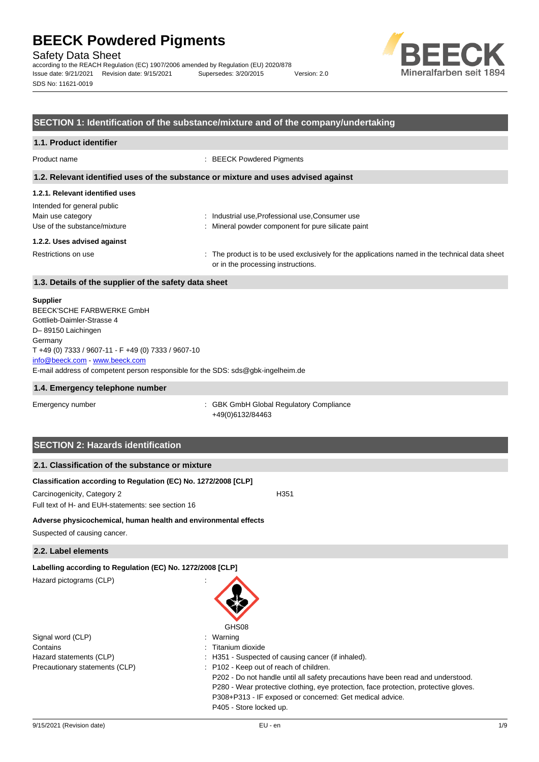# BEECK Powdered Pigments

Safety Data Sheet

according to the REACH Regulation (EC) 1907/2006 amended by Regulation (EU) 2020/878

Issue date: 9/21/2021 Revision date: 9/15/2021 Supersedes: 3/20/2015 Version: 2.0

SDS No: 11621-0019

BEECK Mineralfarben seit 1894

## SECTION 1: Identification of the substance/mixture and of the company/undertaking

### 1.1. Product identifier

Product name : BEECK Powdered Pigments

### 1.2. Relevant identified uses of the substance or mixture and uses advised against

#### 1.2.1. Relevant identified uses

Intended for general public

Main use category : Industrial use,Professional use,Consumer use

Use of the substance/mixture : Mineral powder component for pure silicate paint

#### 1.2.2. Uses advised against

Restrictions on use : The product is to be used exclusively for the applications named in the technical data sheet or in the processing instructions.

### 1.3. Details of the supplier of the safety data sheet

**Supplier**

BEECK'SCHE FARBWERKE GmbH
Gottlieb-Daimler-Strasse 4
D– 89150 Laichingen
Germany
T +49 (0) 7333 / 9607-11 - F +49 (0) 7333 / 9607-10
info@beeck.com - www.beeck.com
E-mail address of competent person responsible for the SDS: sds@gbk-ingelheim.de

### 1.4. Emergency telephone number

Emergency number : GBK GmbH Global Regulatory Compliance
+49(0)6132/84463

## SECTION 2: Hazards identification

### 2.1. Classification of the substance or mixture

**Classification according to Regulation (EC) No. 1272/2008 [CLP]**

Carcinogenicity, Category 2 H351

Full text of H- and EUH-statements: see section 16

**Adverse physicochemical, human health and environmental effects**

Suspected of causing cancer.

### 2.2. Label elements

**Labelling according to Regulation (EC) No. 1272/2008 [CLP]**

Hazard pictograms (CLP) :

GHS08

Signal word (CLP) : Warning

Contains : Titanium dioxide

Hazard statements (CLP) : H351 - Suspected of causing cancer (if inhaled).

Precautionary statements (CLP) : P102 - Keep out of reach of children.
P202 - Do not handle until all safety precautions have been read and understood.
P280 - Wear protective clothing, eye protection, face protection, protective gloves.
P308+P313 - IF exposed or concerned: Get medical advice.
P405 - Store locked up.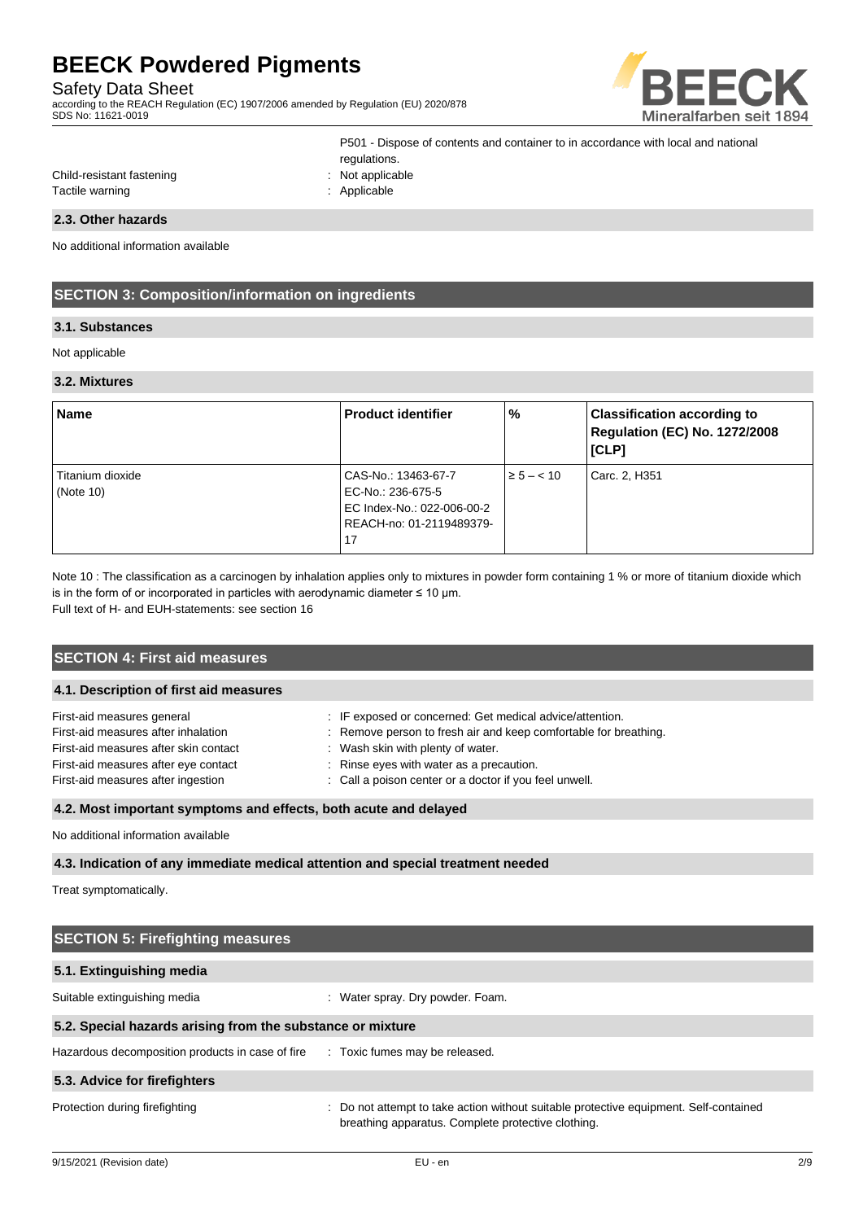P501 - Dispose of contents and container to in accordance with local and national regulations.

Child-resistant fastening : Not applicable
Tactile warning : Applicable

### 2.3. Other hazards

No additional information available

## SECTION 3: Composition/information on ingredients

### 3.1. Substances

Not applicable

### 3.2. Mixtures

| Name | Product identifier | % | Classification according to Regulation (EC) No. 1272/2008 [CLP] |
|---|---|---|---|
| Titanium dioxide (Note 10) | CAS-No.: 13463-67-7<br>EC-No.: 236-675-5<br>EC Index-No.: 022-006-00-2<br>REACH-no: 01-2119489379-17 | ≥ 5 – < 10 | Carc. 2, H351 |

Note 10 : The classification as a carcinogen by inhalation applies only to mixtures in powder form containing 1 % or more of titanium dioxide which is in the form of or incorporated in particles with aerodynamic diameter ≤ 10 μm.
Full text of H- and EUH-statements: see section 16

## SECTION 4: First aid measures

### 4.1. Description of first aid measures

First-aid measures general : IF exposed or concerned: Get medical advice/attention.
First-aid measures after inhalation : Remove person to fresh air and keep comfortable for breathing.
First-aid measures after skin contact : Wash skin with plenty of water.
First-aid measures after eye contact : Rinse eyes with water as a precaution.
First-aid measures after ingestion : Call a poison center or a doctor if you feel unwell.

### 4.2. Most important symptoms and effects, both acute and delayed

No additional information available

### 4.3. Indication of any immediate medical attention and special treatment needed

Treat symptomatically.

## SECTION 5: Firefighting measures

### 5.1. Extinguishing media

Suitable extinguishing media : Water spray. Dry powder. Foam.

### 5.2. Special hazards arising from the substance or mixture

Hazardous decomposition products in case of fire : Toxic fumes may be released.

### 5.3. Advice for firefighters

Protection during firefighting : Do not attempt to take action without suitable protective equipment. Self-contained breathing apparatus. Complete protective clothing.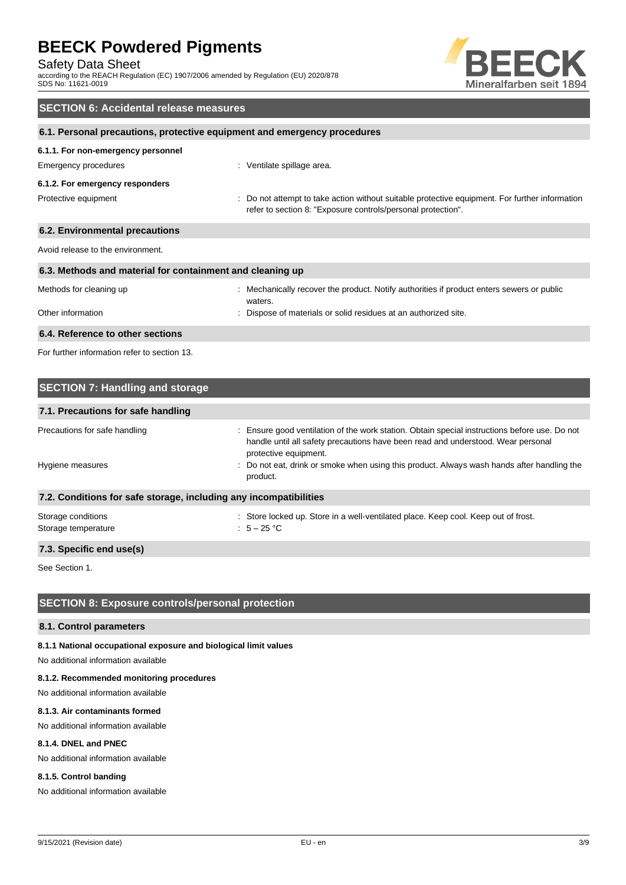## SECTION 6: Accidental release measures

### 6.1. Personal precautions, protective equipment and emergency procedures

#### 6.1.1. For non-emergency personnel

| | |
|---|---|
| Emergency procedures | : Ventilate spillage area. |

#### 6.1.2. For emergency responders

| | |
|---|---|
| Protective equipment | : Do not attempt to take action without suitable protective equipment. For further information refer to section 8: "Exposure controls/personal protection". |

### 6.2. Environmental precautions

Avoid release to the environment.

### 6.3. Methods and material for containment and cleaning up

| | |
|---|---|
| Methods for cleaning up | : Mechanically recover the product. Notify authorities if product enters sewers or public waters. |
| Other information | : Dispose of materials or solid residues at an authorized site. |

### 6.4. Reference to other sections

For further information refer to section 13.

## SECTION 7: Handling and storage

### 7.1. Precautions for safe handling

| | |
|---|---|
| Precautions for safe handling | : Ensure good ventilation of the work station. Obtain special instructions before use. Do not handle until all safety precautions have been read and understood. Wear personal protective equipment. |
| Hygiene measures | : Do not eat, drink or smoke when using this product. Always wash hands after handling the product. |

### 7.2. Conditions for safe storage, including any incompatibilities

| | |
|---|---|
| Storage conditions | : Store locked up. Store in a well-ventilated place. Keep cool. Keep out of frost. |
| Storage temperature | : 5 – 25 °C |

### 7.3. Specific end use(s)

See Section 1.

## SECTION 8: Exposure controls/personal protection

### 8.1. Control parameters

#### 8.1.1 National occupational exposure and biological limit values

No additional information available

#### 8.1.2. Recommended monitoring procedures

No additional information available

#### 8.1.3. Air contaminants formed

No additional information available

#### 8.1.4. DNEL and PNEC

No additional information available

#### 8.1.5. Control banding

No additional information available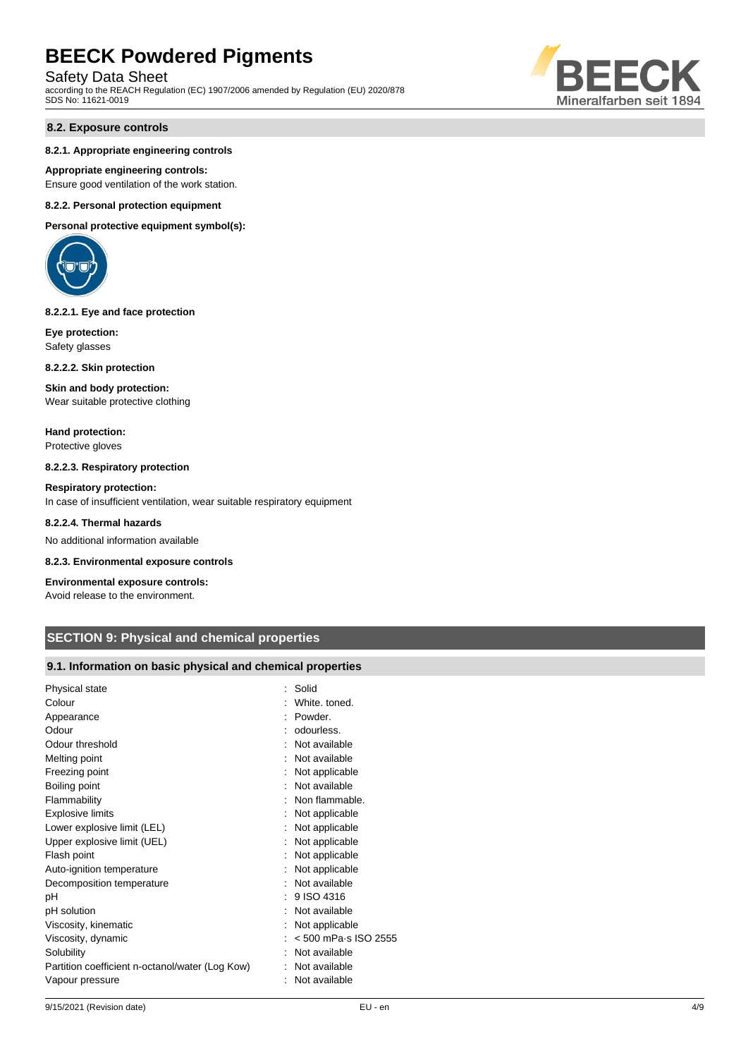### 8.2. Exposure controls

#### 8.2.1. Appropriate engineering controls

**Appropriate engineering controls:**
Ensure good ventilation of the work station.

#### 8.2.2. Personal protection equipment

**Personal protective equipment symbol(s):**

#### 8.2.2.1. Eye and face protection

**Eye protection:**
Safety glasses

#### 8.2.2.2. Skin protection

**Skin and body protection:**
Wear suitable protective clothing

**Hand protection:**
Protective gloves

#### 8.2.2.3. Respiratory protection

**Respiratory protection:**
In case of insufficient ventilation, wear suitable respiratory equipment

#### 8.2.2.4. Thermal hazards

No additional information available

#### 8.2.3. Environmental exposure controls

**Environmental exposure controls:**
Avoid release to the environment.

## SECTION 9: Physical and chemical properties

### 9.1. Information on basic physical and chemical properties

| Property | Value |
|---|---|
| Physical state | Solid |
| Colour | White. toned. |
| Appearance | Powder. |
| Odour | odourless. |
| Odour threshold | Not available |
| Melting point | Not available |
| Freezing point | Not applicable |
| Boiling point | Not available |
| Flammability | Non flammable. |
| Explosive limits | Not applicable |
| Lower explosive limit (LEL) | Not applicable |
| Upper explosive limit (UEL) | Not applicable |
| Flash point | Not applicable |
| Auto-ignition temperature | Not applicable |
| Decomposition temperature | Not available |
| pH | 9 ISO 4316 |
| pH solution | Not available |
| Viscosity, kinematic | Not applicable |
| Viscosity, dynamic | < 500 mPa·s ISO 2555 |
| Solubility | Not available |
| Partition coefficient n-octanol/water (Log Kow) | Not available |
| Vapour pressure | Not available |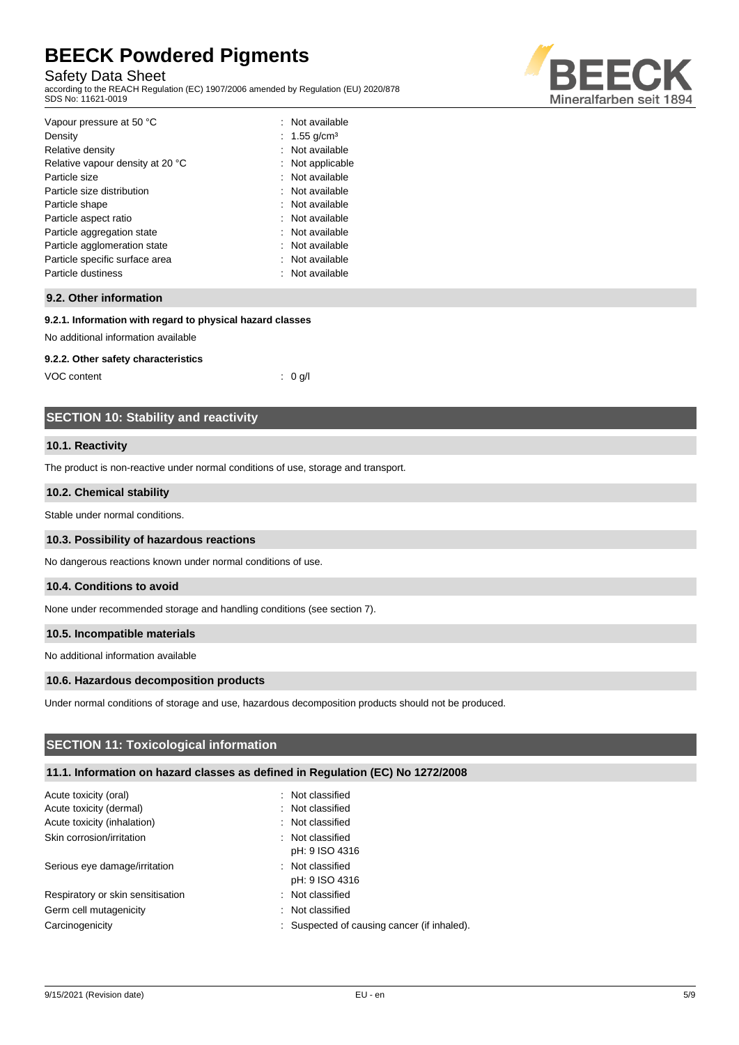| | |
|---|---|
| Vapour pressure at 50 °C | : Not available |
| Density | : 1.55 g/cm³ |
| Relative density | : Not available |
| Relative vapour density at 20 °C | : Not applicable |
| Particle size | : Not available |
| Particle size distribution | : Not available |
| Particle shape | : Not available |
| Particle aspect ratio | : Not available |
| Particle aggregation state | : Not available |
| Particle agglomeration state | : Not available |
| Particle specific surface area | : Not available |
| Particle dustiness | : Not available |

### 9.2. Other information

#### 9.2.1. Information with regard to physical hazard classes

No additional information available

#### 9.2.2. Other safety characteristics

| | |
|---|---|
| VOC content | : 0 g/l |

## SECTION 10: Stability and reactivity

### 10.1. Reactivity

The product is non-reactive under normal conditions of use, storage and transport.

### 10.2. Chemical stability

Stable under normal conditions.

### 10.3. Possibility of hazardous reactions

No dangerous reactions known under normal conditions of use.

### 10.4. Conditions to avoid

None under recommended storage and handling conditions (see section 7).

### 10.5. Incompatible materials

No additional information available

### 10.6. Hazardous decomposition products

Under normal conditions of storage and use, hazardous decomposition products should not be produced.

## SECTION 11: Toxicological information

### 11.1. Information on hazard classes as defined in Regulation (EC) No 1272/2008

| | |
|---|---|
| Acute toxicity (oral) | : Not classified |
| Acute toxicity (dermal) | : Not classified |
| Acute toxicity (inhalation) | : Not classified |
| Skin corrosion/irritation | : Not classified<br>pH: 9 ISO 4316 |
| Serious eye damage/irritation | : Not classified<br>pH: 9 ISO 4316 |
| Respiratory or skin sensitisation | : Not classified |
| Germ cell mutagenicity | : Not classified |
| Carcinogenicity | : Suspected of causing cancer (if inhaled). |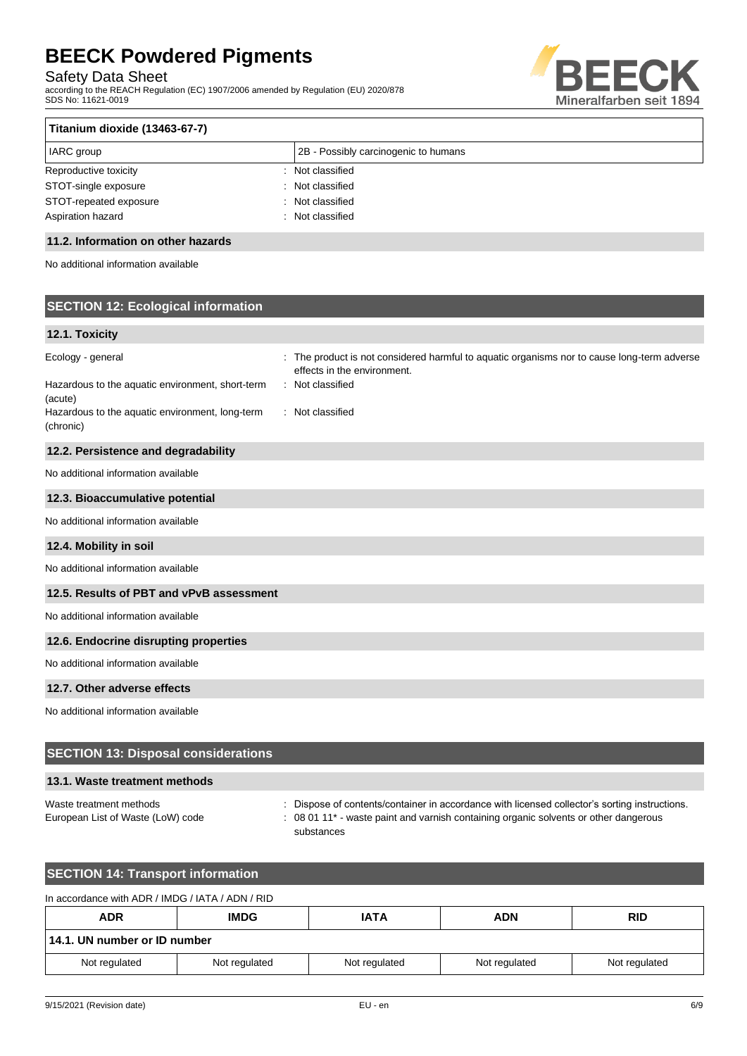| Titanium dioxide (13463-67-7) | |
|---|---|
| IARC group | 2B - Possibly carcinogenic to humans |

Reproductive toxicity : Not classified
STOT-single exposure : Not classified
STOT-repeated exposure : Not classified
Aspiration hazard : Not classified

### 11.2. Information on other hazards

No additional information available

## SECTION 12: Ecological information

### 12.1. Toxicity

Ecology - general : The product is not considered harmful to aquatic organisms nor to cause long-term adverse effects in the environment.
Hazardous to the aquatic environment, short-term (acute) : Not classified
Hazardous to the aquatic environment, long-term (chronic) : Not classified

### 12.2. Persistence and degradability

No additional information available

### 12.3. Bioaccumulative potential

No additional information available

### 12.4. Mobility in soil

No additional information available

### 12.5. Results of PBT and vPvB assessment

No additional information available

### 12.6. Endocrine disrupting properties

No additional information available

### 12.7. Other adverse effects

No additional information available

## SECTION 13: Disposal considerations

### 13.1. Waste treatment methods

Waste treatment methods : Dispose of contents/container in accordance with licensed collector's sorting instructions.
European List of Waste (LoW) code : 08 01 11* - waste paint and varnish containing organic solvents or other dangerous substances

## SECTION 14: Transport information

In accordance with ADR / IMDG / IATA / ADN / RID

| ADR | IMDG | IATA | ADN | RID |
|---|---|---|---|---|
| **14.1. UN number or ID number** | | | | |
| Not regulated | Not regulated | Not regulated | Not regulated | Not regulated |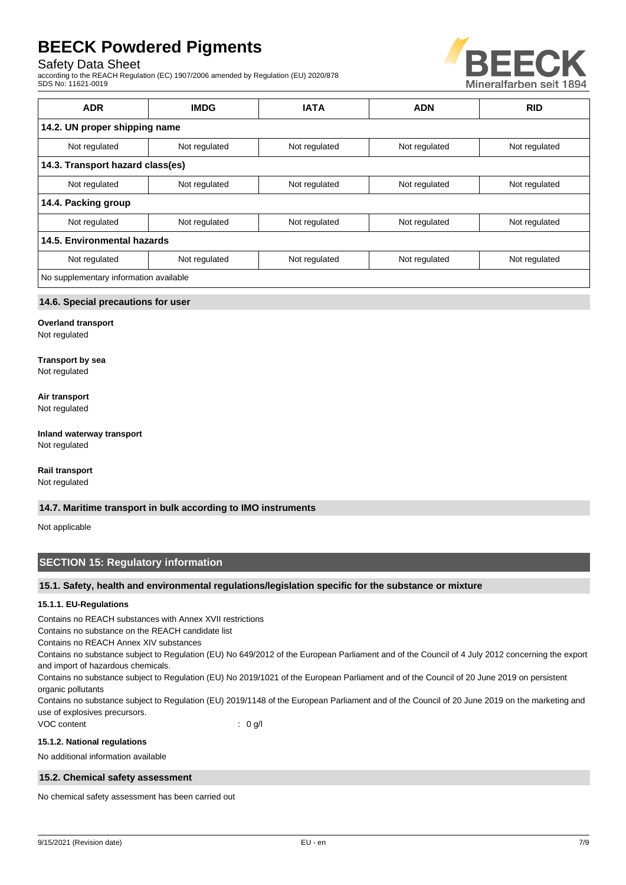| ADR | IMDG | IATA | ADN | RID |
|---|---|---|---|---|
| **14.2. UN proper shipping name** | | | | |
| Not regulated | Not regulated | Not regulated | Not regulated | Not regulated |
| **14.3. Transport hazard class(es)** | | | | |
| Not regulated | Not regulated | Not regulated | Not regulated | Not regulated |
| **14.4. Packing group** | | | | |
| Not regulated | Not regulated | Not regulated | Not regulated | Not regulated |
| **14.5. Environmental hazards** | | | | |
| Not regulated | Not regulated | Not regulated | Not regulated | Not regulated |
| No supplementary information available | | | | |

### 14.6. Special precautions for user

**Overland transport**
Not regulated

**Transport by sea**
Not regulated

**Air transport**
Not regulated

**Inland waterway transport**
Not regulated

**Rail transport**
Not regulated

### 14.7. Maritime transport in bulk according to IMO instruments

Not applicable

## SECTION 15: Regulatory information

### 15.1. Safety, health and environmental regulations/legislation specific for the substance or mixture

#### 15.1.1. EU-Regulations

Contains no REACH substances with Annex XVII restrictions
Contains no substance on the REACH candidate list
Contains no REACH Annex XIV substances
Contains no substance subject to Regulation (EU) No 649/2012 of the European Parliament and of the Council of 4 July 2012 concerning the export and import of hazardous chemicals.
Contains no substance subject to Regulation (EU) No 2019/1021 of the European Parliament and of the Council of 20 June 2019 on persistent organic pollutants
Contains no substance subject to Regulation (EU) 2019/1148 of the European Parliament and of the Council of 20 June 2019 on the marketing and use of explosives precursors.
VOC content : 0 g/l

#### 15.1.2. National regulations

No additional information available

### 15.2. Chemical safety assessment

No chemical safety assessment has been carried out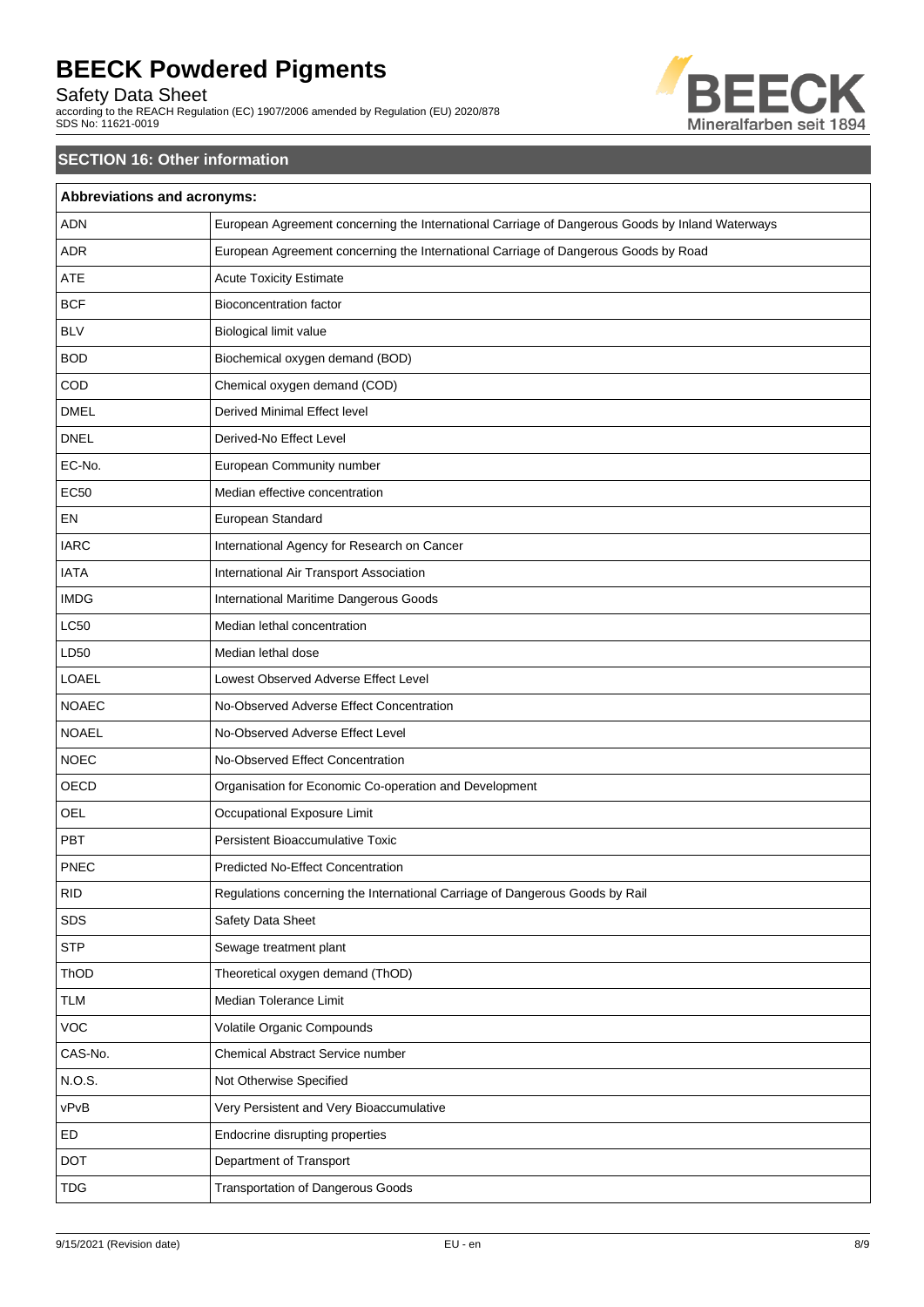## SECTION 16: Other information

| Abbreviations and acronyms: | |
|---|---|
| ADN | European Agreement concerning the International Carriage of Dangerous Goods by Inland Waterways |
| ADR | European Agreement concerning the International Carriage of Dangerous Goods by Road |
| ATE | Acute Toxicity Estimate |
| BCF | Bioconcentration factor |
| BLV | Biological limit value |
| BOD | Biochemical oxygen demand (BOD) |
| COD | Chemical oxygen demand (COD) |
| DMEL | Derived Minimal Effect level |
| DNEL | Derived-No Effect Level |
| EC-No. | European Community number |
| EC50 | Median effective concentration |
| EN | European Standard |
| IARC | International Agency for Research on Cancer |
| IATA | International Air Transport Association |
| IMDG | International Maritime Dangerous Goods |
| LC50 | Median lethal concentration |
| LD50 | Median lethal dose |
| LOAEL | Lowest Observed Adverse Effect Level |
| NOAEC | No-Observed Adverse Effect Concentration |
| NOAEL | No-Observed Adverse Effect Level |
| NOEC | No-Observed Effect Concentration |
| OECD | Organisation for Economic Co-operation and Development |
| OEL | Occupational Exposure Limit |
| PBT | Persistent Bioaccumulative Toxic |
| PNEC | Predicted No-Effect Concentration |
| RID | Regulations concerning the International Carriage of Dangerous Goods by Rail |
| SDS | Safety Data Sheet |
| STP | Sewage treatment plant |
| ThOD | Theoretical oxygen demand (ThOD) |
| TLM | Median Tolerance Limit |
| VOC | Volatile Organic Compounds |
| CAS-No. | Chemical Abstract Service number |
| N.O.S. | Not Otherwise Specified |
| vPvB | Very Persistent and Very Bioaccumulative |
| ED | Endocrine disrupting properties |
| DOT | Department of Transport |
| TDG | Transportation of Dangerous Goods |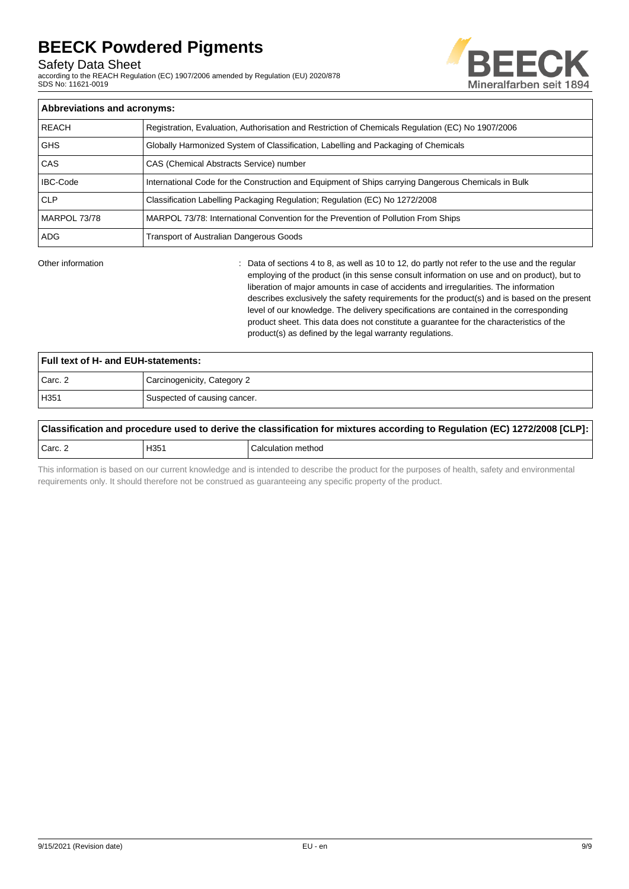| Abbreviations and acronyms: | |
|---|---|
| REACH | Registration, Evaluation, Authorisation and Restriction of Chemicals Regulation (EC) No 1907/2006 |
| GHS | Globally Harmonized System of Classification, Labelling and Packaging of Chemicals |
| CAS | CAS (Chemical Abstracts Service) number |
| IBC-Code | International Code for the Construction and Equipment of Ships carrying Dangerous Chemicals in Bulk |
| CLP | Classification Labelling Packaging Regulation; Regulation (EC) No 1272/2008 |
| MARPOL 73/78 | MARPOL 73/78: International Convention for the Prevention of Pollution From Ships |
| ADG | Transport of Australian Dangerous Goods |

Other information : Data of sections 4 to 8, as well as 10 to 12, do partly not refer to the use and the regular employing of the product (in this sense consult information on use and on product), but to liberation of major amounts in case of accidents and irregularities. The information describes exclusively the safety requirements for the product(s) and is based on the present level of our knowledge. The delivery specifications are contained in the corresponding product sheet. This data does not constitute a guarantee for the characteristics of the product(s) as defined by the legal warranty regulations.

| Full text of H- and EUH-statements: | |
|---|---|
| Carc. 2 | Carcinogenicity, Category 2 |
| H351 | Suspected of causing cancer. |

| Classification and procedure used to derive the classification for mixtures according to Regulation (EC) 1272/2008 [CLP]: | | |
|---|---|---|
| Carc. 2 | H351 | Calculation method |

This information is based on our current knowledge and is intended to describe the product for the purposes of health, safety and environmental requirements only. It should therefore not be construed as guaranteeing any specific property of the product.